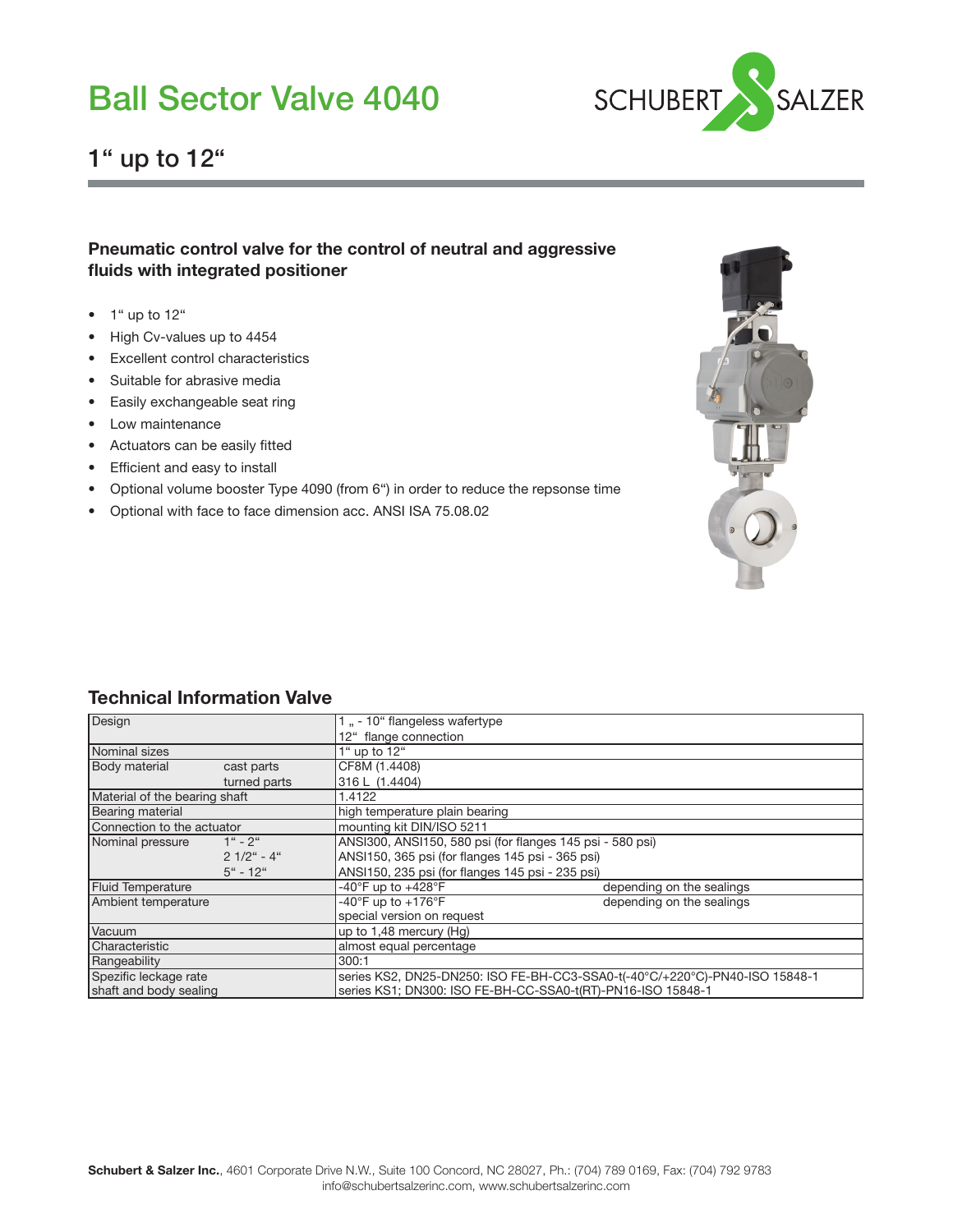# Ball Sector Valve 4040

## 1" up to 12"

### Pneumatic control valve for the control of neutral and aggressive fluids with integrated positioner

- 1" up to 12"
- High Cv-values up to 4454
- Excellent control characteristics
- Suitable for abrasive media
- Easily exchangeable seat ring
- Low maintenance
- Actuators can be easily fitted
- Efficient and easy to install
- Optional volume booster Type 4090 (from 6") in order to reduce the repsonse time
- Optional with face to face dimension acc. ANSI ISA 75.08.02

### Technical Information Valve

| | | | |
|---|---|---|---|
| Design | | 1 „ - 10" flangeless wafertype<br>12" flange connection | |
| Nominal sizes | | 1" up to 12" | |
| Body material | cast parts | CF8M (1.4408) | |
| | turned parts | 316 L (1.4404) | |
| Material of the bearing shaft | | 1.4122 | |
| Bearing material | | high temperature plain bearing | |
| Connection to the actuator | | mounting kit DIN/ISO 5211 | |
| Nominal pressure | 1" - 2" | ANSI300, ANSI150, 580 psi (for flanges 145 psi - 580 psi) | |
| | 2 1/2" - 4" | ANSI150, 365 psi (for flanges 145 psi - 365 psi) | |
| | 5" - 12" | ANSI150, 235 psi (for flanges 145 psi - 235 psi) | |
| Fluid Temperature | | -40°F up to +428°F | depending on the sealings |
| Ambient temperature | | -40°F up to +176°F<br>special version on request | depending on the sealings |
| Vacuum | | up to 1,48 mercury (Hg) | |
| Characteristic | | almost equal percentage | |
| Rangeability | | 300:1 | |
| Spezific leckage rate<br>shaft and body sealing | | series KS2, DN25-DN250: ISO FE-BH-CC3-SSA0-t(-40°C/+220°C)-PN40-ISO 15848-1<br>series KS1; DN300: ISO FE-BH-CC-SSA0-t(RT)-PN16-ISO 15848-1 | |

**Schubert & Salzer Inc.**, 4601 Corporate Drive N.W., Suite 100 Concord, NC 28027, Ph.: (704) 789 0169, Fax: (704) 792 9783
info@schubertsalzerinc.com, www.schubertsalzerinc.com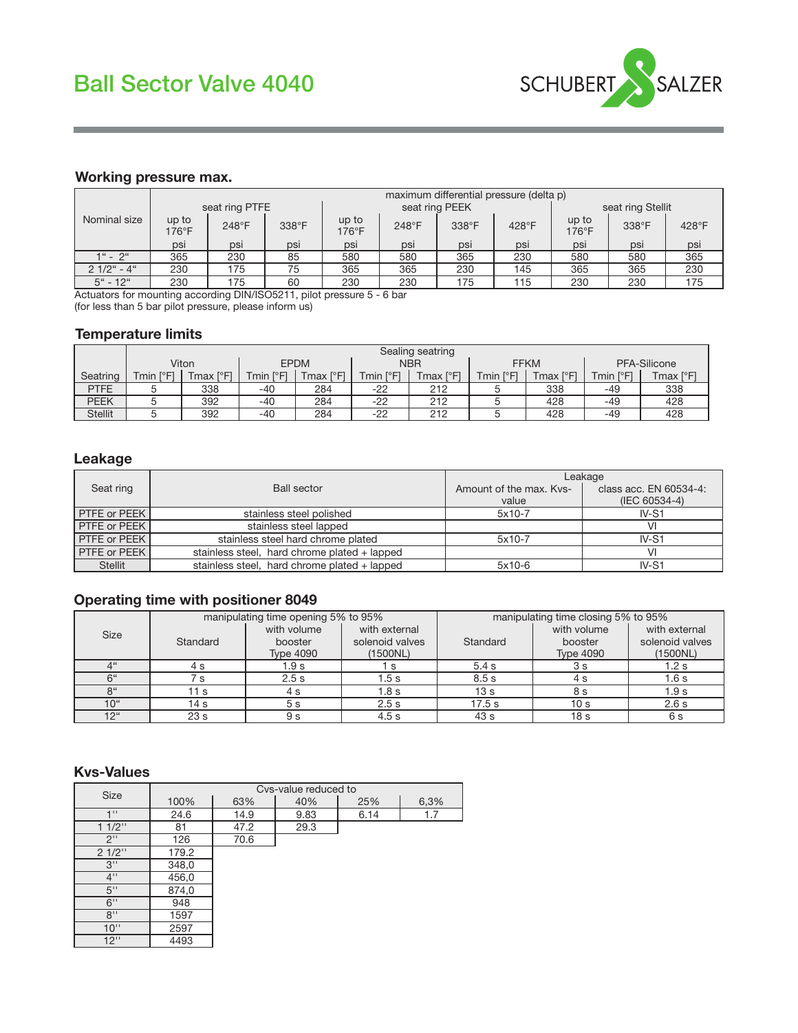# Ball Sector Valve 4040

## Working pressure max.

| Nominal size | maximum differential pressure (delta p) | | | | | | | | | |
|---|---|---|---|---|---|---|---|---|---|---|
| | seat ring PTFE | | | seat ring PEEK | | | | seat ring Stellit | | |
| | up to 176°F | 248°F | 338°F | up to 176°F | 248°F | 338°F | 428°F | up to 176°F | 338°F | 428°F |
| | psi | psi | psi | psi | psi | psi | psi | psi | psi | psi |
| 1“ - 2“ | 365 | 230 | 85 | 580 | 580 | 365 | 230 | 580 | 580 | 365 |
| 2 1/2“ - 4“ | 230 | 175 | 75 | 365 | 365 | 230 | 145 | 365 | 365 | 230 |
| 5“ - 12“ | 230 | 175 | 60 | 230 | 230 | 175 | 115 | 230 | 230 | 175 |

Actuators for mounting according DIN/ISO5211, pilot pressure 5 - 6 bar
(for less than 5 bar pilot pressure, please inform us)

## Temperature limits

| Seatring | Sealing seatring | | | | | | | | | |
|---|---|---|---|---|---|---|---|---|---|---|
| | Viton | | EPDM | | NBR | | FFKM | | PFA-Silicone | |
| | Tmin [°F] | Tmax [°F] | Tmin [°F] | Tmax [°F] | Tmin [°F] | Tmax [°F] | Tmin [°F] | Tmax [°F] | Tmin [°F] | Tmax [°F] |
| PTFE | 5 | 338 | -40 | 284 | -22 | 212 | 5 | 338 | -49 | 338 |
| PEEK | 5 | 392 | -40 | 284 | -22 | 212 | 5 | 428 | -49 | 428 |
| Stellit | 5 | 392 | -40 | 284 | -22 | 212 | 5 | 428 | -49 | 428 |

## Leakage

| Seat ring | Ball sector | Leakage | |
|---|---|---|---|
| | | Amount of the max. Kvs-value | class acc. EN 60534-4: (IEC 60534-4) |
| PTFE or PEEK | stainless steel polished | 5x10-7 | IV-S1 |
| PTFE or PEEK | stainless steel lapped | | VI |
| PTFE or PEEK | stainless steel hard chrome plated | 5x10-7 | IV-S1 |
| PTFE or PEEK | stainless steel, hard chrome plated + lapped | | VI |
| Stellit | stainless steel, hard chrome plated + lapped | 5x10-6 | IV-S1 |

## Operating time with positioner 8049

| Size | manipulating time opening 5% to 95% | | | manipulating time closing 5% to 95% | | |
|---|---|---|---|---|---|---|
| | Standard | with volume booster Type 4090 | with external solenoid valves (1500NL) | Standard | with volume booster Type 4090 | with external solenoid valves (1500NL) |
| 4“ | 4 s | 1.9 s | 1 s | 5.4 s | 3 s | 1.2 s |
| 6“ | 7 s | 2.5 s | 1.5 s | 8.5 s | 4 s | 1.6 s |
| 8“ | 11 s | 4 s | 1.8 s | 13 s | 8 s | 1.9 s |
| 10“ | 14 s | 5 s | 2.5 s | 17.5 s | 10 s | 2.6 s |
| 12“ | 23 s | 9 s | 4.5 s | 43 s | 18 s | 6 s |

## Kvs-Values

| Size | Cvs-value reduced to | | | | |
|---|---|---|---|---|---|
| | 100% | 63% | 40% | 25% | 6,3% |
| 1'' | 24.6 | 14.9 | 9.83 | 6.14 | 1.7 |
| 1 1/2'' | 81 | 47.2 | 29.3 | | |
| 2'' | 126 | 70.6 | | | |
| 2 1/2'' | 179.2 | | | | |
| 3'' | 348,0 | | | | |
| 4'' | 456,0 | | | | |
| 5'' | 874,0 | | | | |
| 6'' | 948 | | | | |
| 8'' | 1597 | | | | |
| 10'' | 2597 | | | | |
| 12'' | 4493 | | | | |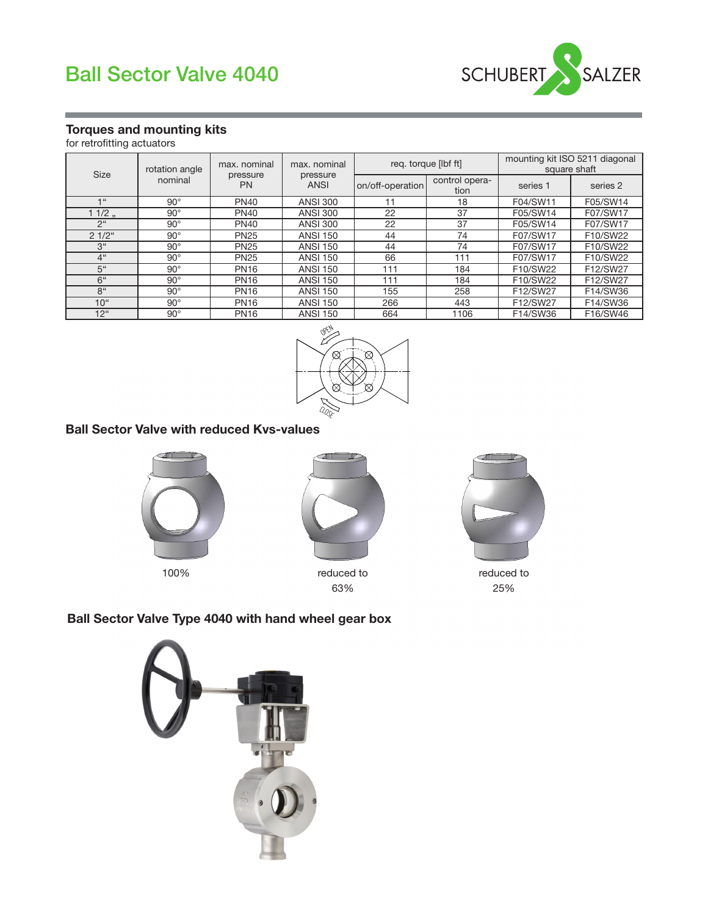# Ball Sector Valve 4040

## Torques and mounting kits

for retrofitting actuators

| Size | rotation angle nominal | max. nominal pressure PN | max. nominal pressure ANSI | req. torque [lbf ft] | | mounting kit ISO 5211 diagonal square shaft | |
|---|---|---|---|---|---|---|---|
| | | | | on/off-operation | control operation | series 1 | series 2 |
| 1" | 90° | PN40 | ANSI 300 | 11 | 18 | F04/SW11 | F05/SW14 |
| 1 1/2 " | 90° | PN40 | ANSI 300 | 22 | 37 | F05/SW14 | F07/SW17 |
| 2" | 90° | PN40 | ANSI 300 | 22 | 37 | F05/SW14 | F07/SW17 |
| 2 1/2" | 90° | PN25 | ANSI 150 | 44 | 74 | F07/SW17 | F10/SW22 |
| 3" | 90° | PN25 | ANSI 150 | 44 | 74 | F07/SW17 | F10/SW22 |
| 4" | 90° | PN25 | ANSI 150 | 66 | 111 | F07/SW17 | F10/SW22 |
| 5" | 90° | PN16 | ANSI 150 | 111 | 184 | F10/SW22 | F12/SW27 |
| 6" | 90° | PN16 | ANSI 150 | 111 | 184 | F10/SW22 | F12/SW27 |
| 8" | 90° | PN16 | ANSI 150 | 155 | 258 | F12/SW27 | F14/SW36 |
| 10" | 90° | PN16 | ANSI 150 | 266 | 443 | F12/SW27 | F14/SW36 |
| 12" | 90° | PN16 | ANSI 150 | 664 | 1106 | F14/SW36 | F16/SW46 |

OPEN

CLOSE

## Ball Sector Valve with reduced Kvs-values

100%

reduced to 63%

reduced to 25%

## Ball Sector Valve Type 4040 with hand wheel gear box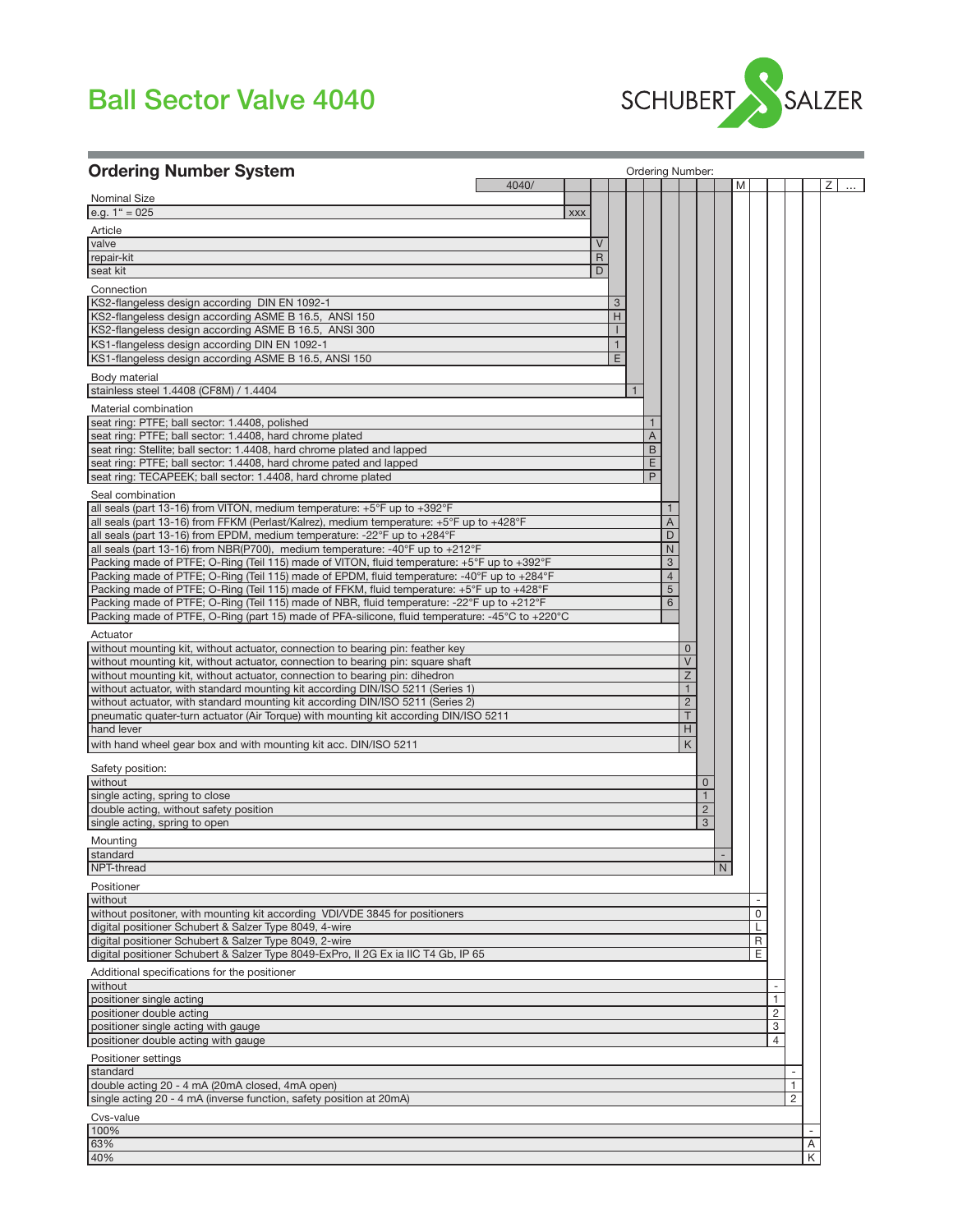# Ball Sector Valve 4040

## Ordering Number System

Ordering Number: 4040/ | | | | | | | | | M | | | | | Z | ...

**Nominal Size**

| Description | Code |
|---|---|
| e.g. 1" = 025 | xxx |

**Article**

| Description | Code |
|---|---|
| valve | V |
| repair-kit | R |
| seat kit | D |

**Connection**

| Description | Code |
|---|---|
| KS2-flangeless design according DIN EN 1092-1 | 3 |
| KS2-flangeless design according ASME B 16.5, ANSI 150 | H |
| KS2-flangeless design according ASME B 16.5, ANSI 300 | I |
| KS1-flangeless design according DIN EN 1092-1 | 1 |
| KS1-flangeless design according ASME B 16.5, ANSI 150 | E |

**Body material**

| Description | Code |
|---|---|
| stainless steel 1.4408 (CF8M) / 1.4404 | 1 |

**Material combination**

| Description | Code |
|---|---|
| seat ring: PTFE; ball sector: 1.4408, polished | 1 |
| seat ring: PTFE; ball sector: 1.4408, hard chrome plated | A |
| seat ring: Stellite; ball sector: 1.4408, hard chrome plated and lapped | B |
| seat ring: PTFE; ball sector: 1.4408, hard chrome pated and lapped | E |
| seat ring: TECAPEEK; ball sector: 1.4408, hard chrome plated | P |

**Seal combination**

| Description | Code |
|---|---|
| all seals (part 13-16) from VITON, medium temperature: +5°F up to +392°F | 1 |
| all seals (part 13-16) from FFKM (Perlast/Kalrez), medium temperature: +5°F up to +428°F | A |
| all seals (part 13-16) from EPDM, medium temperature: -22°F up to +284°F | D |
| all seals (part 13-16) from NBR(P700), medium temperature: -40°F up to +212°F | N |
| Packing made of PTFE; O-Ring (Teil 115) made of VITON, fluid temperature: +5°F up to +392°F | 3 |
| Packing made of PTFE; O-Ring (Teil 115) made of EPDM, fluid temperature: -40°F up to +284°F | 4 |
| Packing made of PTFE; O-Ring (Teil 115) made of FFKM, fluid temperature: +5°F up to +428°F | 5 |
| Packing made of PTFE; O-Ring (Teil 115) made of NBR, fluid temperature: -22°F up to +212°F | 6 |
| Packing made of PTFE, O-Ring (part 15) made of PFA-silicone, fluid temperature: -45°C to +220°C | |

**Actuator**

| Description | Code |
|---|---|
| without mounting kit, without actuator, connection to bearing pin: feather key | 0 |
| without mounting kit, without actuator, connection to bearing pin: square shaft | V |
| without mounting kit, without actuator, connection to bearing pin: dihedron | Z |
| without actuator, with standard mounting kit according DIN/ISO 5211 (Series 1) | 1 |
| without actuator, with standard mounting kit according DIN/ISO 5211 (Series 2) | 2 |
| pneumatic quater-turn actuator (Air Torque) with mounting kit according DIN/ISO 5211 | T |
| hand lever | H |
| with hand wheel gear box and with mounting kit acc. DIN/ISO 5211 | K |

**Safety position:**

| Description | Code |
|---|---|
| without | 0 |
| single acting, spring to close | 1 |
| double acting, without safety position | 2 |
| single acting, spring to open | 3 |

**Mounting**

| Description | Code |
|---|---|
| standard | - |
| NPT-thread | N |

**Positioner**

| Description | Code |
|---|---|
| without | - |
| without positoner, with mounting kit according VDI/VDE 3845 for positioners | 0 |
| digital positioner Schubert & Salzer Type 8049, 4-wire | L |
| digital positioner Schubert & Salzer Type 8049, 2-wire | R |
| digital positioner Schubert & Salzer Type 8049-ExPro, II 2G Ex ia IIC T4 Gb, IP 65 | E |

**Additional specifications for the positioner**

| Description | Code |
|---|---|
| without | - |
| positioner single acting | 1 |
| positioner double acting | 2 |
| positioner single acting with gauge | 3 |
| positioner double acting with gauge | 4 |

**Positioner settings**

| Description | Code |
|---|---|
| standard | - |
| double acting 20 - 4 mA (20mA closed, 4mA open) | 1 |
| single acting 20 - 4 mA (inverse function, safety position at 20mA) | 2 |

**Cvs-value**

| Description | Code |
|---|---|
| 100% | - |
| 63% | A |
| 40% | K |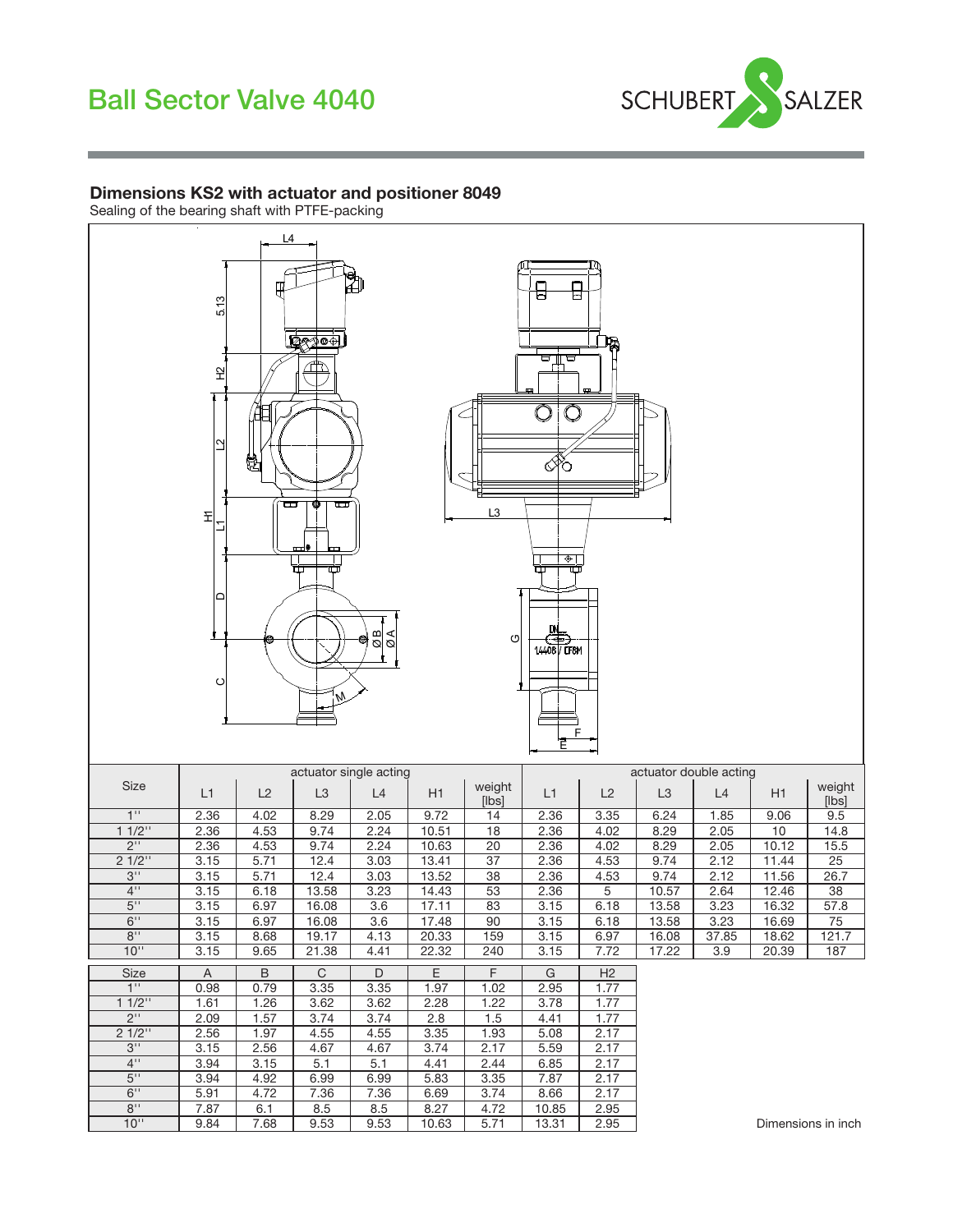# Ball Sector Valve 4040

## Dimensions KS2 with actuator and positioner 8049

Sealing of the bearing shaft with PTFE-packing

| Size | actuator single acting | | | | | | actuator double acting | | | | | |
|---|---|---|---|---|---|---|---|---|---|---|---|---|
| | L1 | L2 | L3 | L4 | H1 | weight [lbs] | L1 | L2 | L3 | L4 | H1 | weight [lbs] |
| 1'' | 2.36 | 4.02 | 8.29 | 2.05 | 9.72 | 14 | 2.36 | 3.35 | 6.24 | 1.85 | 9.06 | 9.5 |
| 1 1/2'' | 2.36 | 4.53 | 9.74 | 2.24 | 10.51 | 18 | 2.36 | 4.02 | 8.29 | 2.05 | 10 | 14.8 |
| 2'' | 2.36 | 4.53 | 9.74 | 2.24 | 10.63 | 20 | 2.36 | 4.02 | 8.29 | 2.05 | 10.12 | 15.5 |
| 2 1/2'' | 3.15 | 5.71 | 12.4 | 3.03 | 13.41 | 37 | 2.36 | 4.53 | 9.74 | 2.12 | 11.44 | 25 |
| 3'' | 3.15 | 5.71 | 12.4 | 3.03 | 13.52 | 38 | 2.36 | 4.53 | 9.74 | 2.12 | 11.56 | 26.7 |
| 4'' | 3.15 | 6.18 | 13.58 | 3.23 | 14.43 | 53 | 2.36 | 5 | 10.57 | 2.64 | 12.46 | 38 |
| 5'' | 3.15 | 6.97 | 16.08 | 3.6 | 17.11 | 83 | 3.15 | 6.18 | 13.58 | 3.23 | 16.32 | 57.8 |
| 6'' | 3.15 | 6.97 | 16.08 | 3.6 | 17.48 | 90 | 3.15 | 6.18 | 13.58 | 3.23 | 16.69 | 75 |
| 8'' | 3.15 | 8.68 | 19.17 | 4.13 | 20.33 | 159 | 3.15 | 6.97 | 16.08 | 37.85 | 18.62 | 121.7 |
| 10'' | 3.15 | 9.65 | 21.38 | 4.41 | 22.32 | 240 | 3.15 | 7.72 | 17.22 | 3.9 | 20.39 | 187 |

| Size | A | B | C | D | E | F | G | H2 |
|---|---|---|---|---|---|---|---|---|
| 1'' | 0.98 | 0.79 | 3.35 | 3.35 | 1.97 | 1.02 | 2.95 | 1.77 |
| 1 1/2'' | 1.61 | 1.26 | 3.62 | 3.62 | 2.28 | 1.22 | 3.78 | 1.77 |
| 2'' | 2.09 | 1.57 | 3.74 | 3.74 | 2.8 | 1.5 | 4.41 | 1.77 |
| 2 1/2'' | 2.56 | 1.97 | 4.55 | 4.55 | 3.35 | 1.93 | 5.08 | 2.17 |
| 3'' | 3.15 | 2.56 | 4.67 | 4.67 | 3.74 | 2.17 | 5.59 | 2.17 |
| 4'' | 3.94 | 3.15 | 5.1 | 5.1 | 4.41 | 2.44 | 6.85 | 2.17 |
| 5'' | 3.94 | 4.92 | 6.99 | 6.99 | 5.83 | 3.35 | 7.87 | 2.17 |
| 6'' | 5.91 | 4.72 | 7.36 | 7.36 | 6.69 | 3.74 | 8.66 | 2.17 |
| 8'' | 7.87 | 6.1 | 8.5 | 8.5 | 8.27 | 4.72 | 10.85 | 2.95 |
| 10'' | 9.84 | 7.68 | 9.53 | 9.53 | 10.63 | 5.71 | 13.31 | 2.95 |

Dimensions in inch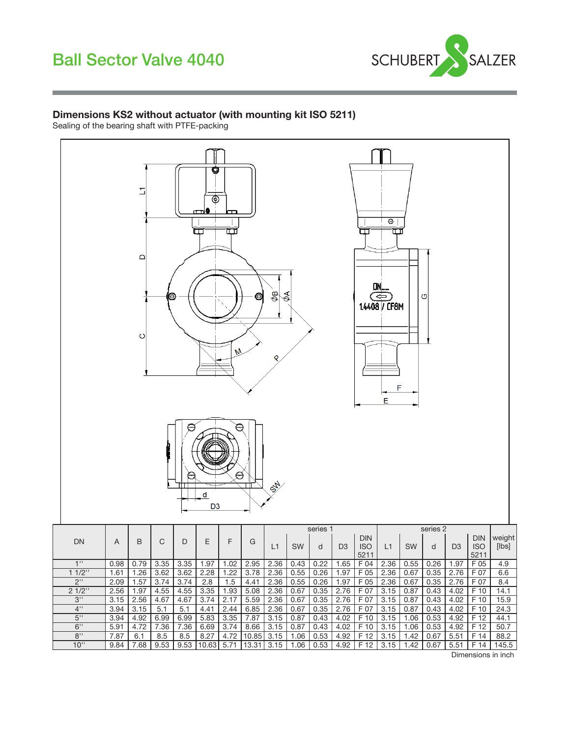# Ball Sector Valve 4040

## Dimensions KS2 without actuator (with mounting kit ISO 5211)

Sealing of the bearing shaft with PTFE-packing

| DN | A | B | C | D | E | F | G | series 1 | | | | | series 2 | | | | | weight |
|---|---|---|---|---|---|---|---|---|---|---|---|---|---|---|---|---|---|---|
| | | | | | | | | L1 | SW | d | D3 | DIN ISO 5211 | L1 | SW | d | D3 | DIN ISO 5211 | [lbs] |
| 1'' | 0.98 | 0.79 | 3.35 | 3.35 | 1.97 | 1.02 | 2.95 | 2.36 | 0.43 | 0.22 | 1.65 | F 04 | 2.36 | 0.55 | 0.26 | 1.97 | F 05 | 4.9 |
| 1 1/2'' | 1.61 | 1.26 | 3.62 | 3.62 | 2.28 | 1.22 | 3.78 | 2.36 | 0.55 | 0.26 | 1.97 | F 05 | 2.36 | 0.67 | 0.35 | 2.76 | F 07 | 6.6 |
| 2'' | 2.09 | 1.57 | 3.74 | 3.74 | 2.8 | 1.5 | 4.41 | 2.36 | 0.55 | 0.26 | 1.97 | F 05 | 2.36 | 0.67 | 0.35 | 2.76 | F 07 | 8.4 |
| 2 1/2'' | 2.56 | 1.97 | 4.55 | 4.55 | 3.35 | 1.93 | 5.08 | 2.36 | 0.67 | 0.35 | 2.76 | F 07 | 3.15 | 0.87 | 0.43 | 4.02 | F 10 | 14.1 |
| 3'' | 3.15 | 2.56 | 4.67 | 4.67 | 3.74 | 2.17 | 5.59 | 2.36 | 0.67 | 0.35 | 2.76 | F 07 | 3.15 | 0.87 | 0.43 | 4.02 | F 10 | 15.9 |
| 4'' | 3.94 | 3.15 | 5.1 | 5.1 | 4.41 | 2.44 | 6.85 | 2.36 | 0.67 | 0.35 | 2.76 | F 07 | 3.15 | 0.87 | 0.43 | 4.02 | F 10 | 24.3 |
| 5'' | 3.94 | 4.92 | 6.99 | 6.99 | 5.83 | 3.35 | 7.87 | 3.15 | 0.87 | 0.43 | 4.02 | F 10 | 3.15 | 1.06 | 0.53 | 4.92 | F 12 | 44.1 |
| 6'' | 5.91 | 4.72 | 7.36 | 7.36 | 6.69 | 3.74 | 8.66 | 3.15 | 0.87 | 0.43 | 4.02 | F 10 | 3.15 | 1.06 | 0.53 | 4.92 | F 12 | 50.7 |
| 8'' | 7.87 | 6.1 | 8.5 | 8.5 | 8.27 | 4.72 | 10.85 | 3.15 | 1.06 | 0.53 | 4.92 | F 12 | 3.15 | 1.42 | 0.67 | 5.51 | F 14 | 88.2 |
| 10'' | 9.84 | 7.68 | 9.53 | 9.53 | 10.63 | 5.71 | 13.31 | 3.15 | 1.06 | 0.53 | 4.92 | F 12 | 3.15 | 1.42 | 0.67 | 5.51 | F 14 | 145.5 |

Dimensions in inch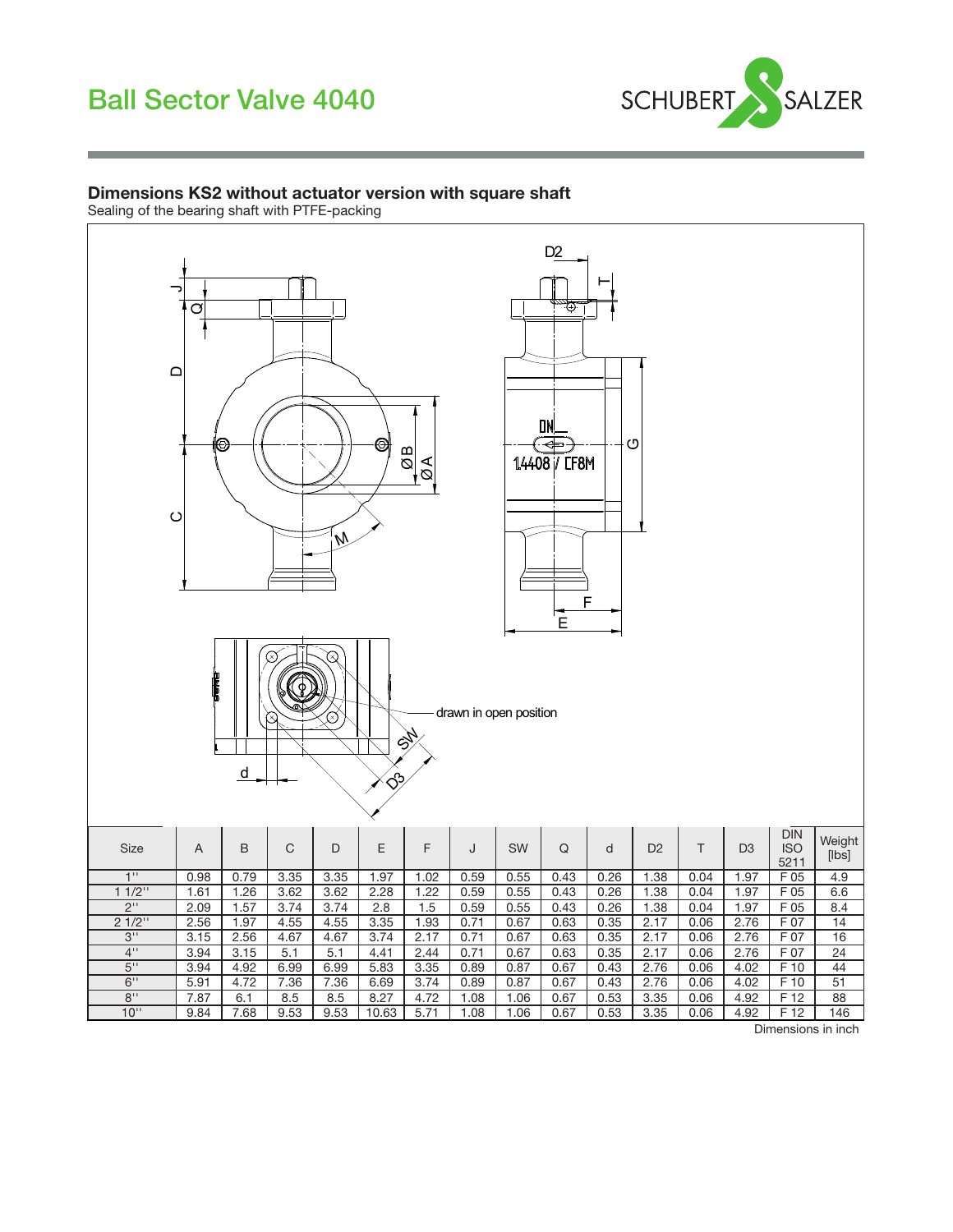# Ball Sector Valve 4040

## Dimensions KS2 without actuator version with square shaft

Sealing of the bearing shaft with PTFE-packing

drawn in open position

| Size | A | B | C | D | E | F | J | SW | Q | d | D2 | T | D3 | DIN ISO 5211 | Weight [lbs] |
|---|---|---|---|---|---|---|---|---|---|---|---|---|---|---|---|
| 1'' | 0.98 | 0.79 | 3.35 | 3.35 | 1.97 | 1.02 | 0.59 | 0.55 | 0.43 | 0.26 | 1.38 | 0.04 | 1.97 | F 05 | 4.9 |
| 1 1/2'' | 1.61 | 1.26 | 3.62 | 3.62 | 2.28 | 1.22 | 0.59 | 0.55 | 0.43 | 0.26 | 1.38 | 0.04 | 1.97 | F 05 | 6.6 |
| 2'' | 2.09 | 1.57 | 3.74 | 3.74 | 2.8 | 1.5 | 0.59 | 0.55 | 0.43 | 0.26 | 1.38 | 0.04 | 1.97 | F 05 | 8.4 |
| 2 1/2'' | 2.56 | 1.97 | 4.55 | 4.55 | 3.35 | 1.93 | 0.71 | 0.67 | 0.63 | 0.35 | 2.17 | 0.06 | 2.76 | F 07 | 14 |
| 3'' | 3.15 | 2.56 | 4.67 | 4.67 | 3.74 | 2.17 | 0.71 | 0.67 | 0.63 | 0.35 | 2.17 | 0.06 | 2.76 | F 07 | 16 |
| 4'' | 3.94 | 3.15 | 5.1 | 5.1 | 4.41 | 2.44 | 0.71 | 0.67 | 0.63 | 0.35 | 2.17 | 0.06 | 2.76 | F 07 | 24 |
| 5'' | 3.94 | 4.92 | 6.99 | 6.99 | 5.83 | 3.35 | 0.89 | 0.87 | 0.67 | 0.43 | 2.76 | 0.06 | 4.02 | F 10 | 44 |
| 6'' | 5.91 | 4.72 | 7.36 | 7.36 | 6.69 | 3.74 | 0.89 | 0.87 | 0.67 | 0.43 | 2.76 | 0.06 | 4.02 | F 10 | 51 |
| 8'' | 7.87 | 6.1 | 8.5 | 8.5 | 8.27 | 4.72 | 1.08 | 1.06 | 0.67 | 0.53 | 3.35 | 0.06 | 4.92 | F 12 | 88 |
| 10'' | 9.84 | 7.68 | 9.53 | 9.53 | 10.63 | 5.71 | 1.08 | 1.06 | 0.67 | 0.53 | 3.35 | 0.06 | 4.92 | F 12 | 146 |

Dimensions in inch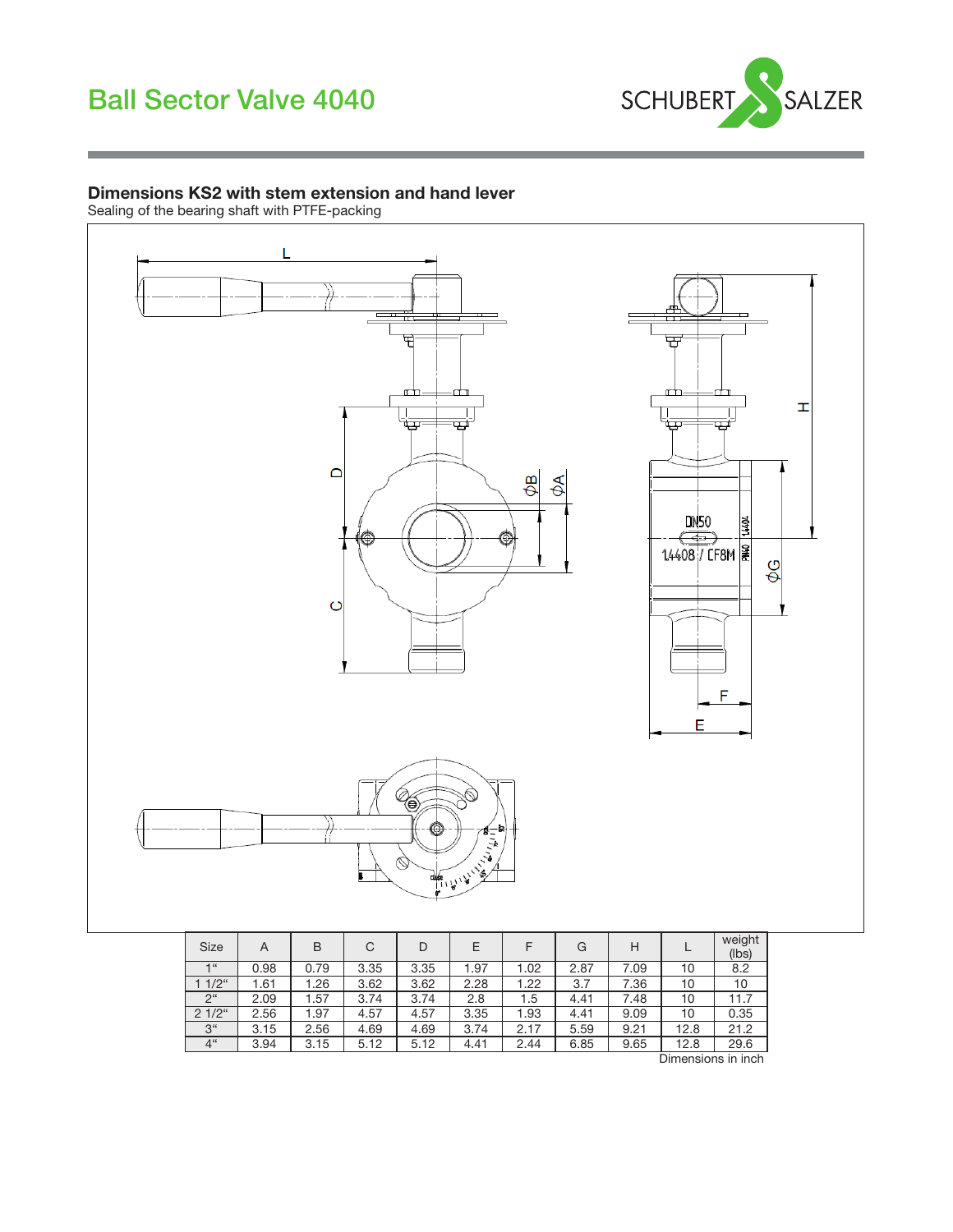# Ball Sector Valve 4040

SCHUBERT SALZER

## Dimensions KS2 with stem extension and hand lever

Sealing of the bearing shaft with PTFE-packing

| Size | A | B | C | D | E | F | G | H | L | weight (lbs) |
|---|---|---|---|---|---|---|---|---|---|---|
| 1“ | 0.98 | 0.79 | 3.35 | 3.35 | 1.97 | 1.02 | 2.87 | 7.09 | 10 | 8.2 |
| 1 1/2“ | 1.61 | 1.26 | 3.62 | 3.62 | 2.28 | 1.22 | 3.7 | 7.36 | 10 | 10 |
| 2“ | 2.09 | 1.57 | 3.74 | 3.74 | 2.8 | 1.5 | 4.41 | 7.48 | 10 | 11.7 |
| 2 1/2“ | 2.56 | 1.97 | 4.57 | 4.57 | 3.35 | 1.93 | 4.41 | 9.09 | 10 | 0.35 |
| 3“ | 3.15 | 2.56 | 4.69 | 4.69 | 3.74 | 2.17 | 5.59 | 9.21 | 12.8 | 21.2 |
| 4“ | 3.94 | 3.15 | 5.12 | 5.12 | 4.41 | 2.44 | 6.85 | 9.65 | 12.8 | 29.6 |

Dimensions in inch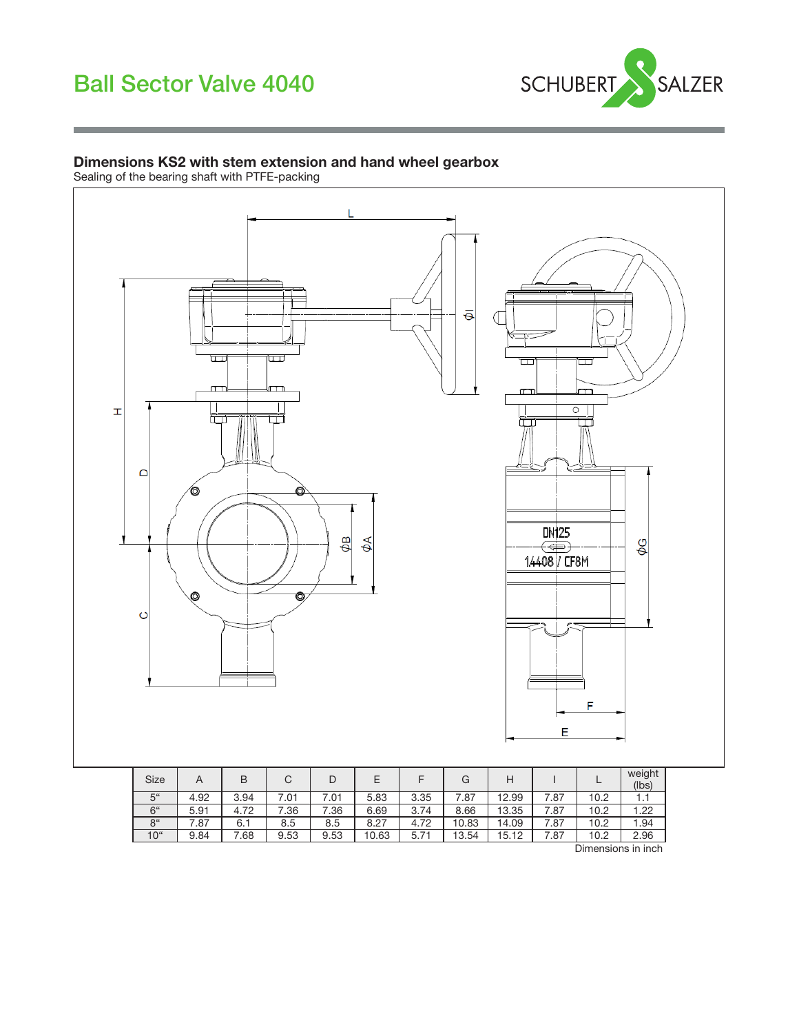# Ball Sector Valve 4040

## Dimensions KS2 with stem extension and hand wheel gearbox

Sealing of the bearing shaft with PTFE-packing

| Size | A | B | C | D | E | F | G | H | I | L | weight (lbs) |
|---|---|---|---|---|---|---|---|---|---|---|---|
| 5" | 4.92 | 3.94 | 7.01 | 7.01 | 5.83 | 3.35 | 7.87 | 12.99 | 7.87 | 10.2 | 1.1 |
| 6" | 5.91 | 4.72 | 7.36 | 7.36 | 6.69 | 3.74 | 8.66 | 13.35 | 7.87 | 10.2 | 1.22 |
| 8" | 7.87 | 6.1 | 8.5 | 8.5 | 8.27 | 4.72 | 10.83 | 14.09 | 7.87 | 10.2 | 1.94 |
| 10" | 9.84 | 7.68 | 9.53 | 9.53 | 10.63 | 5.71 | 13.54 | 15.12 | 7.87 | 10.2 | 2.96 |

Dimensions in inch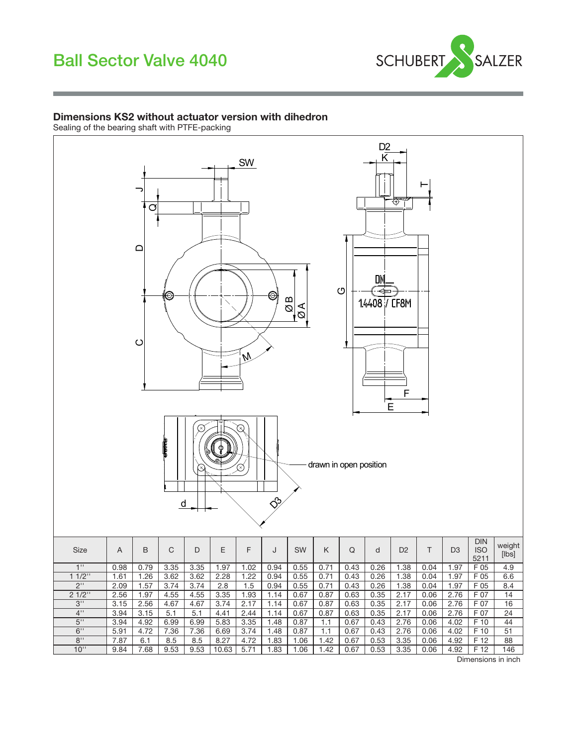# Ball Sector Valve 4040

## Dimensions KS2 without actuator version with dihedron

Sealing of the bearing shaft with PTFE-packing

drawn in open position

| Size | A | B | C | D | E | F | J | SW | K | Q | d | D2 | T | D3 | DIN ISO 5211 | weight [lbs] |
|---|---|---|---|---|---|---|---|---|---|---|---|---|---|---|---|---|
| 1'' | 0.98 | 0.79 | 3.35 | 3.35 | 1.97 | 1.02 | 0.94 | 0.55 | 0.71 | 0.43 | 0.26 | 1.38 | 0.04 | 1.97 | F 05 | 4.9 |
| 1 1/2'' | 1.61 | 1.26 | 3.62 | 3.62 | 2.28 | 1.22 | 0.94 | 0.55 | 0.71 | 0.43 | 0.26 | 1.38 | 0.04 | 1.97 | F 05 | 6.6 |
| 2'' | 2.09 | 1.57 | 3.74 | 3.74 | 2.8 | 1.5 | 0.94 | 0.55 | 0.71 | 0.43 | 0.26 | 1.38 | 0.04 | 1.97 | F 05 | 8.4 |
| 2 1/2'' | 2.56 | 1.97 | 4.55 | 4.55 | 3.35 | 1.93 | 1.14 | 0.67 | 0.87 | 0.63 | 0.35 | 2.17 | 0.06 | 2.76 | F 07 | 14 |
| 3'' | 3.15 | 2.56 | 4.67 | 4.67 | 3.74 | 2.17 | 1.14 | 0.67 | 0.87 | 0.63 | 0.35 | 2.17 | 0.06 | 2.76 | F 07 | 16 |
| 4'' | 3.94 | 3.15 | 5.1 | 5.1 | 4.41 | 2.44 | 1.14 | 0.67 | 0.87 | 0.63 | 0.35 | 2.17 | 0.06 | 2.76 | F 07 | 24 |
| 5'' | 3.94 | 4.92 | 6.99 | 6.99 | 5.83 | 3.35 | 1.48 | 0.87 | 1.1 | 0.67 | 0.43 | 2.76 | 0.06 | 4.02 | F 10 | 44 |
| 6'' | 5.91 | 4.72 | 7.36 | 7.36 | 6.69 | 3.74 | 1.48 | 0.87 | 1.1 | 0.67 | 0.43 | 2.76 | 0.06 | 4.02 | F 10 | 51 |
| 8'' | 7.87 | 6.1 | 8.5 | 8.5 | 8.27 | 4.72 | 1.83 | 1.06 | 1.42 | 0.67 | 0.53 | 3.35 | 0.06 | 4.92 | F 12 | 88 |
| 10'' | 9.84 | 7.68 | 9.53 | 9.53 | 10.63 | 5.71 | 1.83 | 1.06 | 1.42 | 0.67 | 0.53 | 3.35 | 0.06 | 4.92 | F 12 | 146 |

Dimensions in inch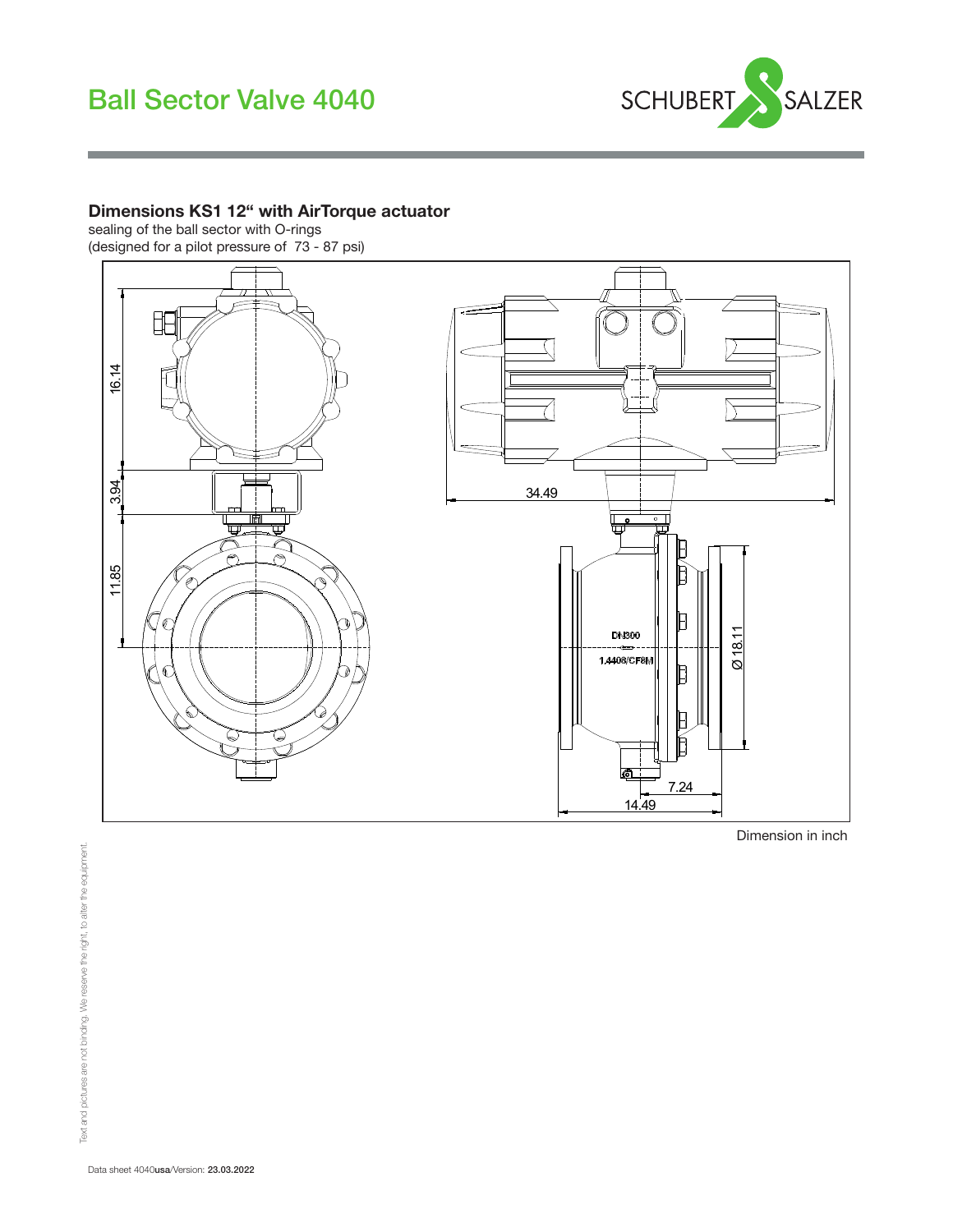# Ball Sector Valve 4040

SCHUBERT SALZER

### Dimensions KS1 12“ with AirTorque actuator

sealing of the ball sector with O-rings
(designed for a pilot pressure of 73 - 87 psi)

16.14

3.94

11.85

34.49

DN300

1.4408/CF8M

Ø 18.11

7.24

14.49

Dimension in inch

Text and pictures are not binding. We reserve the right, to alter the equipment.

Data sheet 4040**usa**/Version: **23.03.2022**